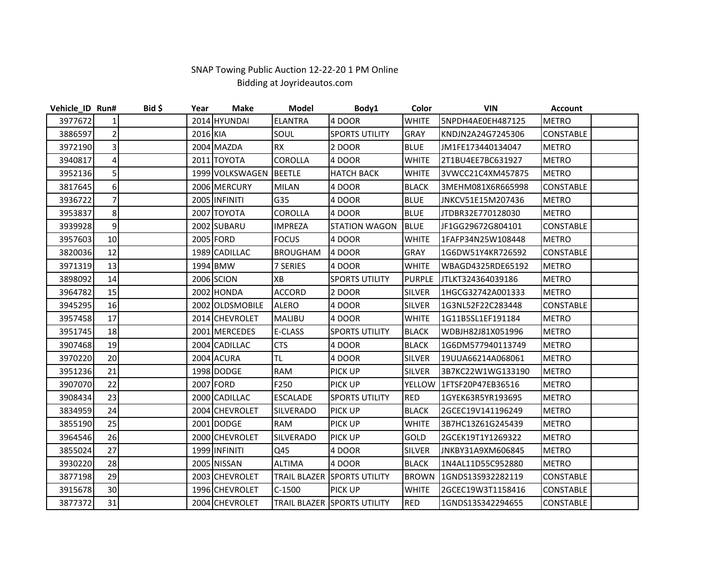SNAP Towing Public Auction 12-22-20 1 PM Online
Bidding at Joyrideautos.com

| Vehicle_ID | Run# | Bid $ | Year | Make | Model | Body1 | Color | VIN | Account | |
|---|---|---|---|---|---|---|---|---|---|---|
| 3977672 | 1 | | 2014 | HYUNDAI | ELANTRA | 4 DOOR | WHITE | 5NPDH4AE0EH487125 | METRO | |
| 3886597 | 2 | | 2016 | KIA | SOUL | SPORTS UTILITY | GRAY | KNDJN2A24G7245306 | CONSTABLE | |
| 3972190 | 3 | | 2004 | MAZDA | RX | 2 DOOR | BLUE | JM1FE173440134047 | METRO | |
| 3940817 | 4 | | 2011 | TOYOTA | COROLLA | 4 DOOR | WHITE | 2T1BU4EE7BC631927 | METRO | |
| 3952136 | 5 | | 1999 | VOLKSWAGEN | BEETLE | HATCH BACK | WHITE | 3VWCC21C4XM457875 | METRO | |
| 3817645 | 6 | | 2006 | MERCURY | MILAN | 4 DOOR | BLACK | 3MEHM081X6R665998 | CONSTABLE | |
| 3936722 | 7 | | 2005 | INFINITI | G35 | 4 DOOR | BLUE | JNKCV51E15M207436 | METRO | |
| 3953837 | 8 | | 2007 | TOYOTA | COROLLA | 4 DOOR | BLUE | JTDBR32E770128030 | METRO | |
| 3939928 | 9 | | 2002 | SUBARU | IMPREZA | STATION WAGON | BLUE | JF1GG29672G804101 | CONSTABLE | |
| 3957603 | 10 | | 2005 | FORD | FOCUS | 4 DOOR | WHITE | 1FAFP34N25W108448 | METRO | |
| 3820036 | 12 | | 1989 | CADILLAC | BROUGHAM | 4 DOOR | GRAY | 1G6DW51Y4KR726592 | CONSTABLE | |
| 3971319 | 13 | | 1994 | BMW | 7 SERIES | 4 DOOR | WHITE | WBAGD4325RDE65192 | METRO | |
| 3898092 | 14 | | 2006 | SCION | XB | SPORTS UTILITY | PURPLE | JTLKT324364039186 | METRO | |
| 3964782 | 15 | | 2002 | HONDA | ACCORD | 2 DOOR | SILVER | 1HGCG32742A001333 | METRO | |
| 3945295 | 16 | | 2002 | OLDSMOBILE | ALERO | 4 DOOR | SILVER | 1G3NL52F22C283448 | CONSTABLE | |
| 3957458 | 17 | | 2014 | CHEVROLET | MALIBU | 4 DOOR | WHITE | 1G11B5SL1EF191184 | METRO | |
| 3951745 | 18 | | 2001 | MERCEDES | E-CLASS | SPORTS UTILITY | BLACK | WDBJH82J81X051996 | METRO | |
| 3907468 | 19 | | 2004 | CADILLAC | CTS | 4 DOOR | BLACK | 1G6DM577940113749 | METRO | |
| 3970220 | 20 | | 2004 | ACURA | TL | 4 DOOR | SILVER | 19UUA66214A068061 | METRO | |
| 3951236 | 21 | | 1998 | DODGE | RAM | PICK UP | SILVER | 3B7KC22W1WG133190 | METRO | |
| 3907070 | 22 | | 2007 | FORD | F250 | PICK UP | YELLOW | 1FTSF20P47EB36516 | METRO | |
| 3908434 | 23 | | 2000 | CADILLAC | ESCALADE | SPORTS UTILITY | RED | 1GYEK63R5YR193695 | METRO | |
| 3834959 | 24 | | 2004 | CHEVROLET | SILVERADO | PICK UP | BLACK | 2GCEC19V141196249 | METRO | |
| 3855190 | 25 | | 2001 | DODGE | RAM | PICK UP | WHITE | 3B7HC13Z61G245439 | METRO | |
| 3964546 | 26 | | 2000 | CHEVROLET | SILVERADO | PICK UP | GOLD | 2GCEK19T1Y1269322 | METRO | |
| 3855024 | 27 | | 1999 | INFINITI | Q45 | 4 DOOR | SILVER | JNKBY31A9XM606845 | METRO | |
| 3930220 | 28 | | 2005 | NISSAN | ALTIMA | 4 DOOR | BLACK | 1N4AL11D55C952880 | METRO | |
| 3877198 | 29 | | 2003 | CHEVROLET | TRAIL BLAZER | SPORTS UTILITY | BROWN | 1GNDS13S932282119 | CONSTABLE | |
| 3915678 | 30 | | 1996 | CHEVROLET | C-1500 | PICK UP | WHITE | 2GCEC19W3T1158416 | CONSTABLE | |
| 3877372 | 31 | | 2004 | CHEVROLET | TRAIL BLAZER | SPORTS UTILITY | RED | 1GNDS13S342294655 | CONSTABLE | |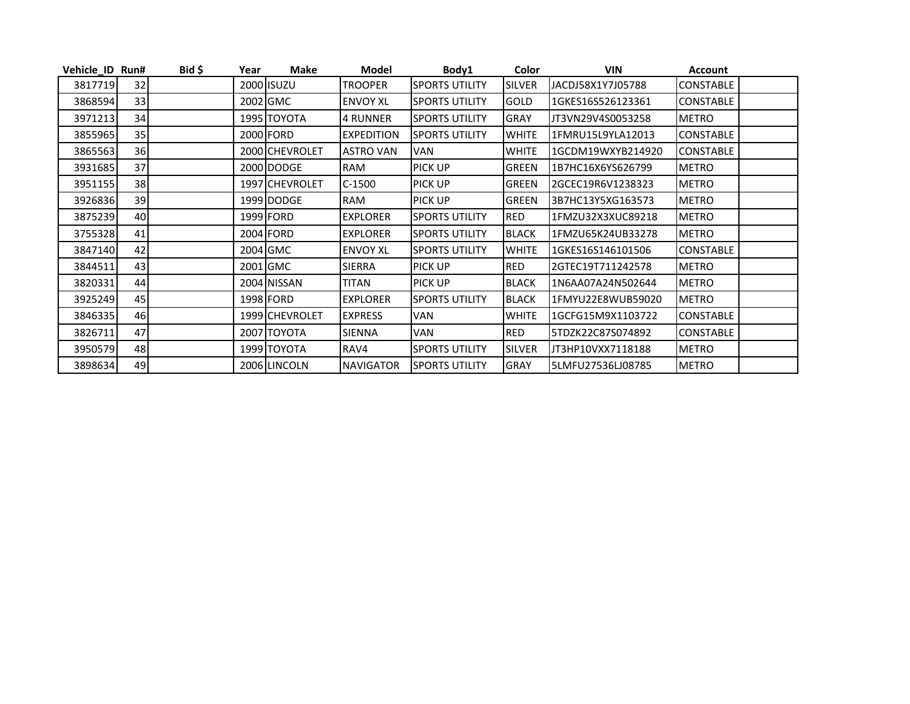| Vehicle_ID | Run# | Bid $ | Year | Make | Model | Body1 | Color | VIN | Account | |
|---|---|---|---|---|---|---|---|---|---|---|
| 3817719 | 32 | | 2000 | ISUZU | TROOPER | SPORTS UTILITY | SILVER | JACDJ58X1Y7J05788 | CONSTABLE | |
| 3868594 | 33 | | 2002 | GMC | ENVOY XL | SPORTS UTILITY | GOLD | 1GKES16S526123361 | CONSTABLE | |
| 3971213 | 34 | | 1995 | TOYOTA | 4 RUNNER | SPORTS UTILITY | GRAY | JT3VN29V4S0053258 | METRO | |
| 3855965 | 35 | | 2000 | FORD | EXPEDITION | SPORTS UTILITY | WHITE | 1FMRU15L9YLA12013 | CONSTABLE | |
| 3865563 | 36 | | 2000 | CHEVROLET | ASTRO VAN | VAN | WHITE | 1GCDM19WXYB214920 | CONSTABLE | |
| 3931685 | 37 | | 2000 | DODGE | RAM | PICK UP | GREEN | 1B7HC16X6YS626799 | METRO | |
| 3951155 | 38 | | 1997 | CHEVROLET | C-1500 | PICK UP | GREEN | 2GCEC19R6V1238323 | METRO | |
| 3926836 | 39 | | 1999 | DODGE | RAM | PICK UP | GREEN | 3B7HC13Y5XG163573 | METRO | |
| 3875239 | 40 | | 1999 | FORD | EXPLORER | SPORTS UTILITY | RED | 1FMZU32X3XUC89218 | METRO | |
| 3755328 | 41 | | 2004 | FORD | EXPLORER | SPORTS UTILITY | BLACK | 1FMZU65K24UB33278 | METRO | |
| 3847140 | 42 | | 2004 | GMC | ENVOY XL | SPORTS UTILITY | WHITE | 1GKES16S146101506 | CONSTABLE | |
| 3844511 | 43 | | 2001 | GMC | SIERRA | PICK UP | RED | 2GTEC19T711242578 | METRO | |
| 3820331 | 44 | | 2004 | NISSAN | TITAN | PICK UP | BLACK | 1N6AA07A24N502644 | METRO | |
| 3925249 | 45 | | 1998 | FORD | EXPLORER | SPORTS UTILITY | BLACK | 1FMYU22E8WUB59020 | METRO | |
| 3846335 | 46 | | 1999 | CHEVROLET | EXPRESS | VAN | WHITE | 1GCFG15M9X1103722 | CONSTABLE | |
| 3826711 | 47 | | 2007 | TOYOTA | SIENNA | VAN | RED | 5TDZK22C87S074892 | CONSTABLE | |
| 3950579 | 48 | | 1999 | TOYOTA | RAV4 | SPORTS UTILITY | SILVER | JT3HP10VXX7118188 | METRO | |
| 3898634 | 49 | | 2006 | LINCOLN | NAVIGATOR | SPORTS UTILITY | GRAY | 5LMFU27536LJ08785 | METRO | |